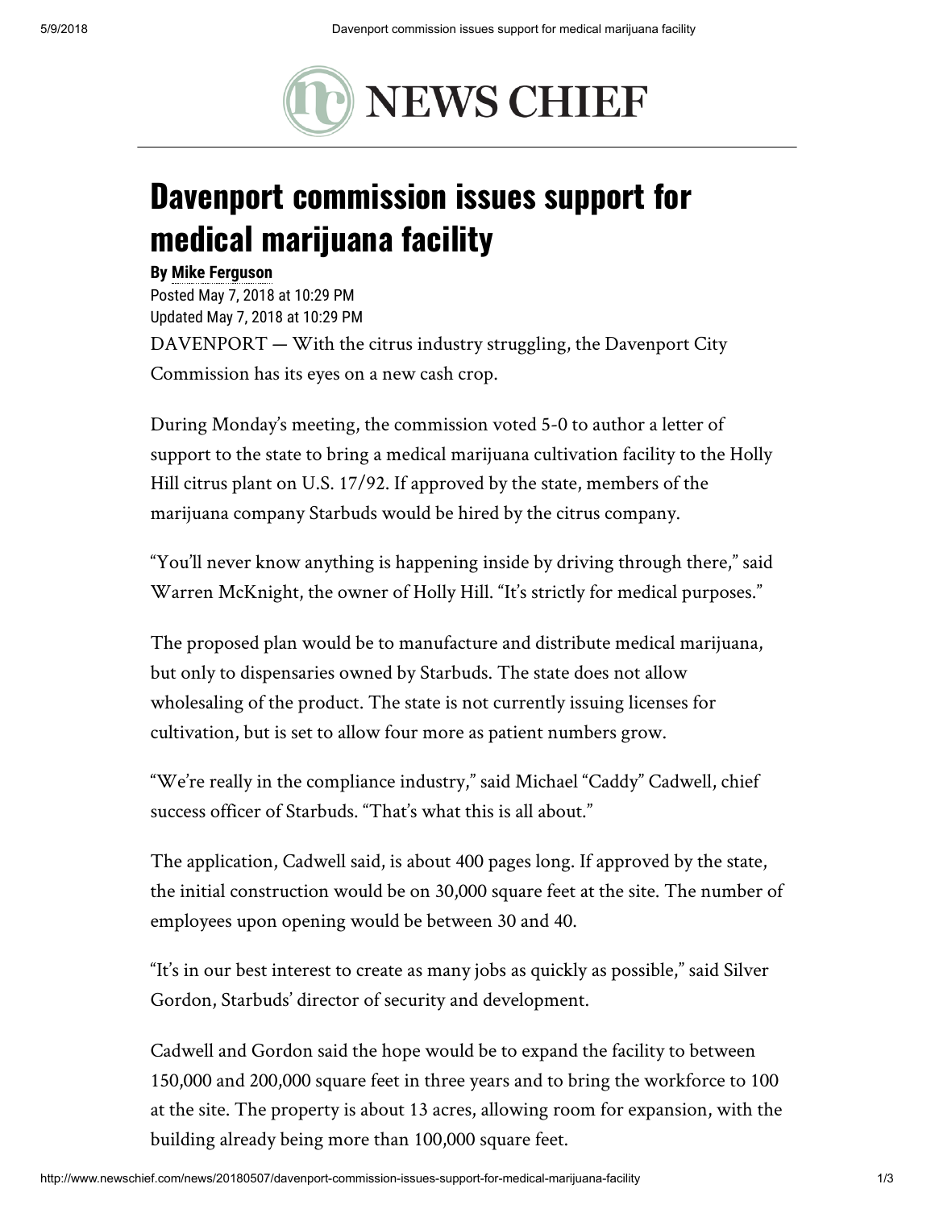NEWS CHIEF

# Davenport commission issues support for medical marijuana facility

**By Mike Ferguson**

Posted May 7, 2018 at 10:29 PM
Updated May 7, 2018 at 10:29 PM

DAVENPORT — With the citrus industry struggling, the Davenport City Commission has its eyes on a new cash crop.

During Monday's meeting, the commission voted 5-0 to author a letter of support to the state to bring a medical marijuana cultivation facility to the Holly Hill citrus plant on U.S. 17/92. If approved by the state, members of the marijuana company Starbuds would be hired by the citrus company.

"You'll never know anything is happening inside by driving through there," said Warren McKnight, the owner of Holly Hill. "It's strictly for medical purposes."

The proposed plan would be to manufacture and distribute medical marijuana, but only to dispensaries owned by Starbuds. The state does not allow wholesaling of the product. The state is not currently issuing licenses for cultivation, but is set to allow four more as patient numbers grow.

"We're really in the compliance industry," said Michael "Caddy" Cadwell, chief success officer of Starbuds. "That's what this is all about."

The application, Cadwell said, is about 400 pages long. If approved by the state, the initial construction would be on 30,000 square feet at the site. The number of employees upon opening would be between 30 and 40.

"It's in our best interest to create as many jobs as quickly as possible," said Silver Gordon, Starbuds' director of security and development.

Cadwell and Gordon said the hope would be to expand the facility to between 150,000 and 200,000 square feet in three years and to bring the workforce to 100 at the site. The property is about 13 acres, allowing room for expansion, with the building already being more than 100,000 square feet.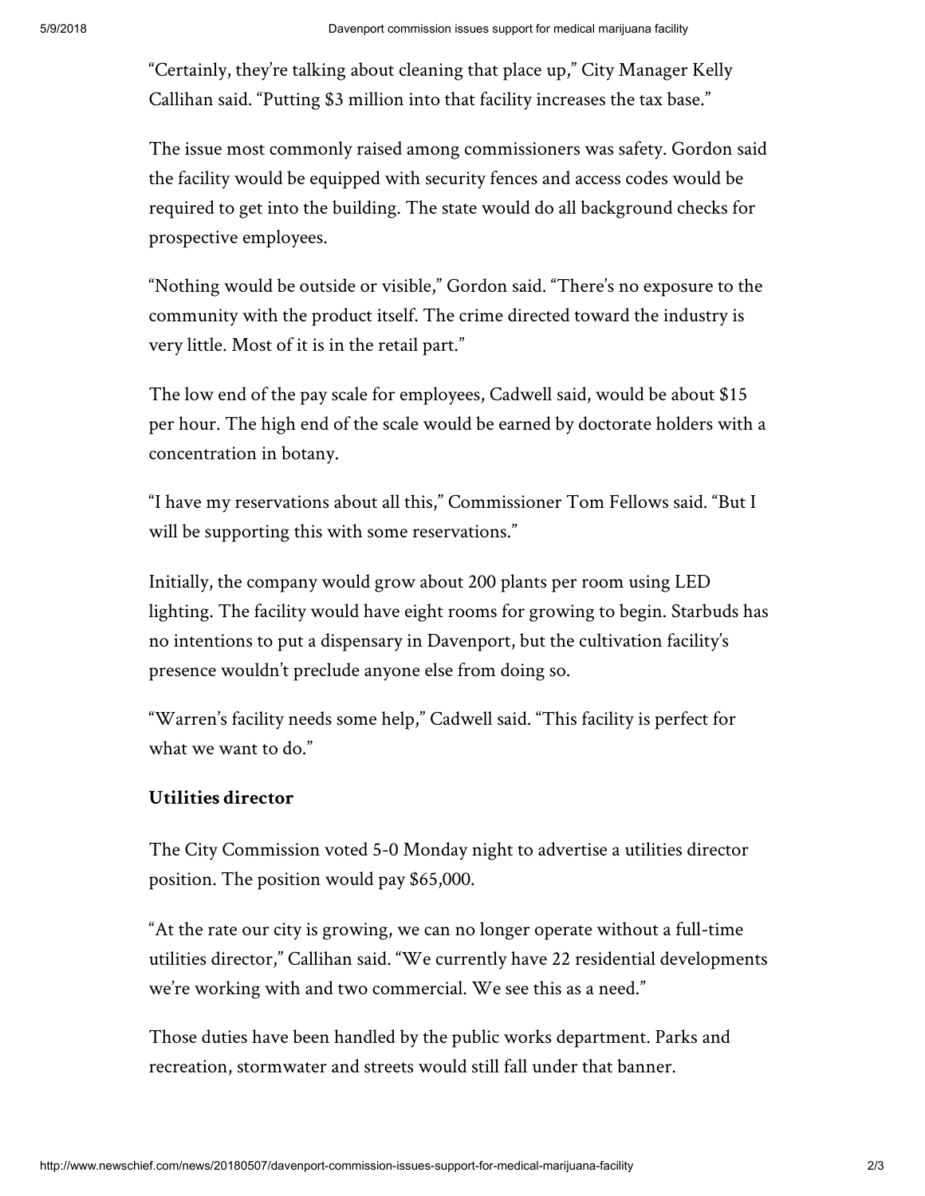"Certainly, they're talking about cleaning that place up," City Manager Kelly Callihan said. "Putting $3 million into that facility increases the tax base."

The issue most commonly raised among commissioners was safety. Gordon said the facility would be equipped with security fences and access codes would be required to get into the building. The state would do all background checks for prospective employees.

"Nothing would be outside or visible," Gordon said. "There's no exposure to the community with the product itself. The crime directed toward the industry is very little. Most of it is in the retail part."

The low end of the pay scale for employees, Cadwell said, would be about $15 per hour. The high end of the scale would be earned by doctorate holders with a concentration in botany.

"I have my reservations about all this," Commissioner Tom Fellows said. "But I will be supporting this with some reservations."

Initially, the company would grow about 200 plants per room using LED lighting. The facility would have eight rooms for growing to begin. Starbuds has no intentions to put a dispensary in Davenport, but the cultivation facility's presence wouldn't preclude anyone else from doing so.

"Warren's facility needs some help," Cadwell said. "This facility is perfect for what we want to do."

**Utilities director**

The City Commission voted 5-0 Monday night to advertise a utilities director position. The position would pay $65,000.

"At the rate our city is growing, we can no longer operate without a full-time utilities director," Callihan said. "We currently have 22 residential developments we're working with and two commercial. We see this as a need."

Those duties have been handled by the public works department. Parks and recreation, stormwater and streets would still fall under that banner.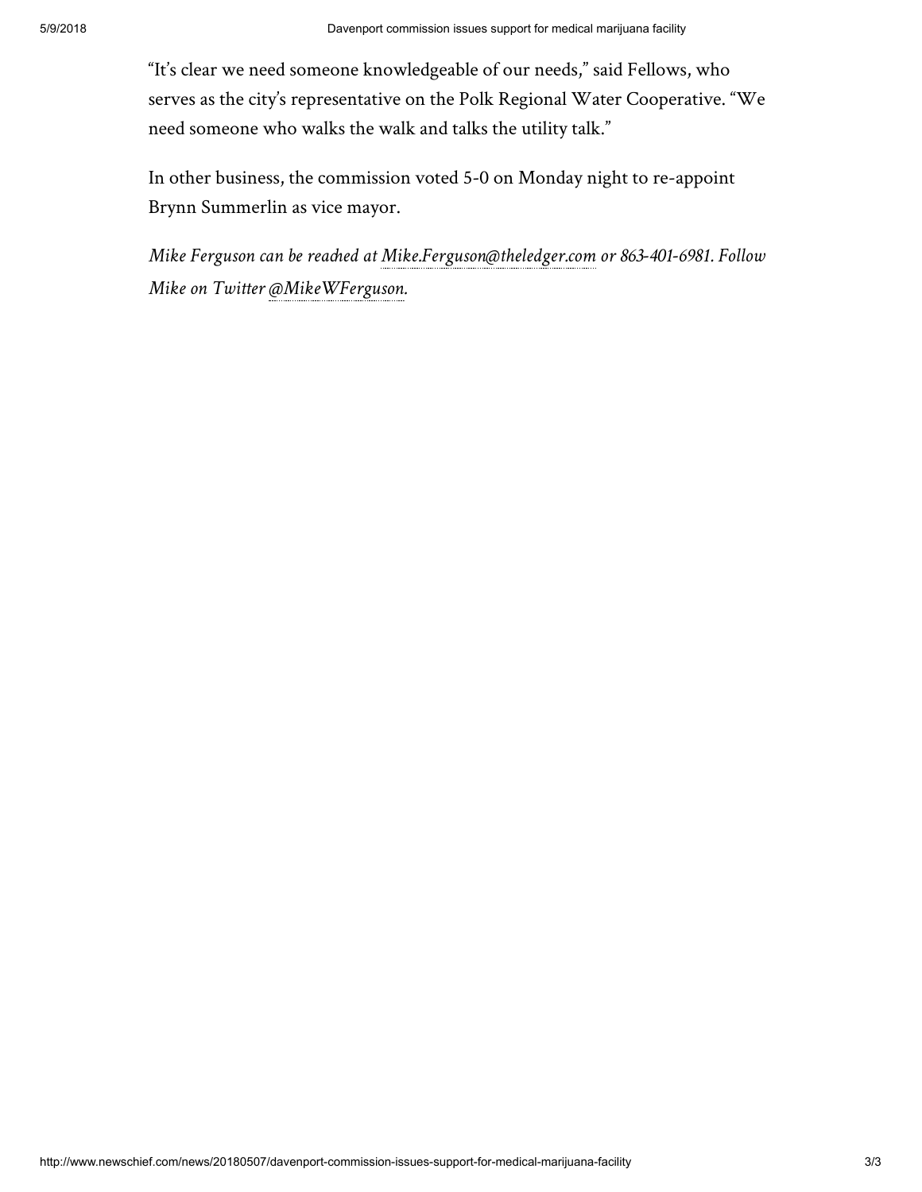"It's clear we need someone knowledgeable of our needs," said Fellows, who serves as the city's representative on the Polk Regional Water Cooperative. "We need someone who walks the walk and talks the utility talk."

In other business, the commission voted 5-0 on Monday night to re-appoint Brynn Summerlin as vice mayor.

*Mike Ferguson can be reached at Mike.Ferguson@theledger.com or 863-401-6981. Follow Mike on Twitter @MikeWFerguson.*